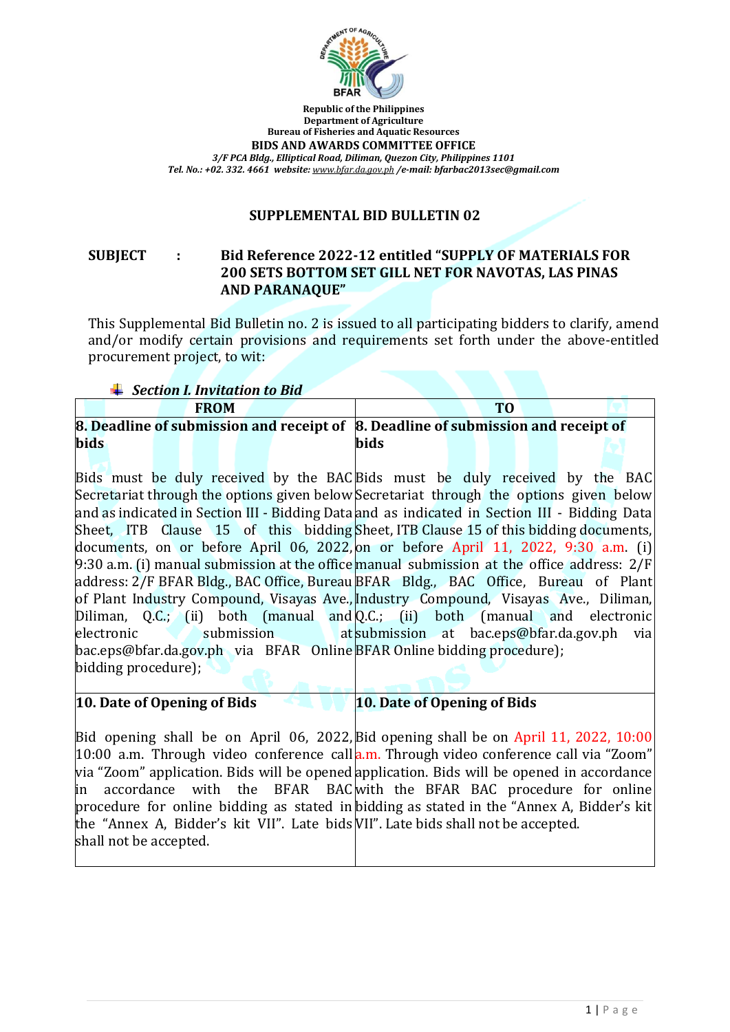Republic of the Philippines
Department of Agriculture
Bureau of Fisheries and Aquatic Resources
**BIDS AND AWARDS COMMITTEE OFFICE**
*3/F PCA Bldg., Elliptical Road, Diliman, Quezon City, Philippines 1101*
*Tel. No.: +02. 332. 4661 website: www.bfar.da.gov.ph /e-mail: bfarbac2013sec@gmail.com*

# SUPPLEMENTAL BID BULLETIN 02

**SUBJECT : Bid Reference 2022-12 entitled "SUPPLY OF MATERIALS FOR 200 SETS BOTTOM SET GILL NET FOR NAVOTAS, LAS PINAS AND PARANAQUE"**

This Supplemental Bid Bulletin no. 2 is issued to all participating bidders to clarify, amend and/or modify certain provisions and requirements set forth under the above-entitled procurement project, to wit:

## *Section I. Invitation to Bid*

| FROM | TO |
|---|---|
| **8. Deadline of submission and receipt of bids**<br><br>Bids must be duly received by the BAC Secretariat through the options given below and as indicated in Section III - Bidding Data Sheet, ITB Clause 15 of this bidding documents, on or before April 06, 2022, 9:30 a.m. (i) manual submission at the office address: 2/F BFAR Bldg., BAC Office, Bureau of Plant Industry Compound, Visayas Ave., Diliman, Q.C.; (ii) both (manual and electronic submission at bac.eps@bfar.da.gov.ph via BFAR Online bidding procedure); | **8. Deadline of submission and receipt of bids**<br><br>Bids must be duly received by the BAC Secretariat through the options given below and as indicated in Section III - Bidding Data Sheet, ITB Clause 15 of this bidding documents, on or before April 11, 2022, 9:30 a.m. (i) manual submission at the office address: 2/F BFAR Bldg., BAC Office, Bureau of Plant Industry Compound, Visayas Ave., Diliman, Q.C.; (ii) both (manual and electronic submission at bac.eps@bfar.da.gov.ph via BFAR Online bidding procedure); |
| **10. Date of Opening of Bids**<br><br>Bid opening shall be on April 06, 2022, 10:00 a.m. Through video conference call via "Zoom" application. Bids will be opened in accordance with the BFAR BAC procedure for online bidding as stated in the "Annex A, Bidder's kit VII". Late bids shall not be accepted. | **10. Date of Opening of Bids**<br><br>Bid opening shall be on April 11, 2022, 10:00 a.m. Through video conference call via "Zoom" application. Bids will be opened in accordance with the BFAR BAC procedure for online bidding as stated in the "Annex A, Bidder's kit VII". Late bids shall not be accepted. |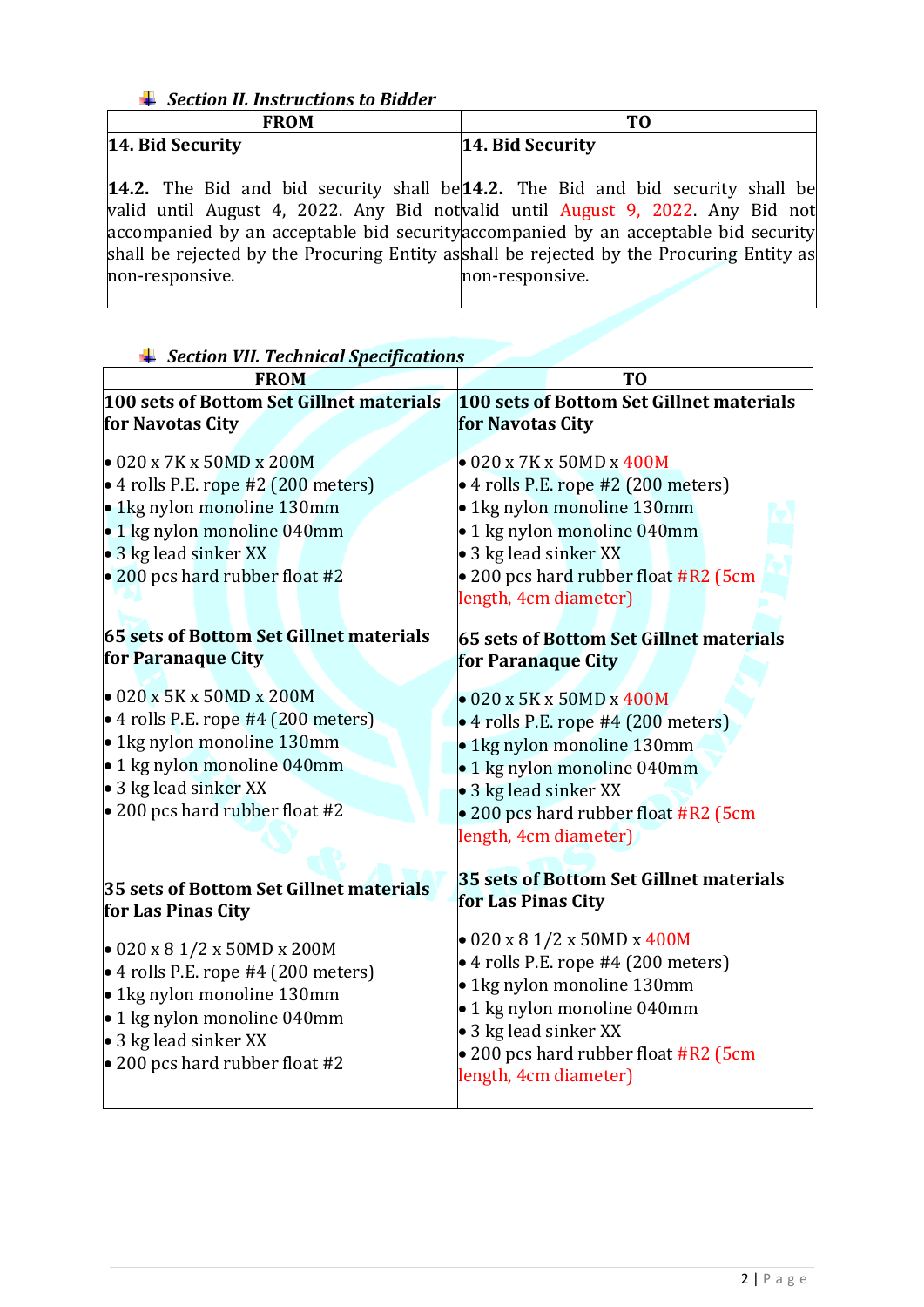### *Section II. Instructions to Bidder*

| FROM | TO |
|---|---|
| **14. Bid Security**<br><br>**14.2.** The Bid and bid security shall be valid until August 4, 2022. Any Bid not accompanied by an acceptable bid security shall be rejected by the Procuring Entity as non-responsive. | **14. Bid Security**<br><br>**14.2.** The Bid and bid security shall be valid until August 9, 2022. Any Bid not accompanied by an acceptable bid security shall be rejected by the Procuring Entity as non-responsive. |

### *Section VII. Technical Specifications*

| FROM | TO |
|---|---|
| **100 sets of Bottom Set Gillnet materials for Navotas City**<br><br>• 020 x 7K x 50MD x 200M<br>• 4 rolls P.E. rope #2 (200 meters)<br>• 1kg nylon monoline 130mm<br>• 1 kg nylon monoline 040mm<br>• 3 kg lead sinker XX<br>• 200 pcs hard rubber float #2 | **100 sets of Bottom Set Gillnet materials for Navotas City**<br><br>• 020 x 7K x 50MD x 400M<br>• 4 rolls P.E. rope #2 (200 meters)<br>• 1kg nylon monoline 130mm<br>• 1 kg nylon monoline 040mm<br>• 3 kg lead sinker XX<br>• 200 pcs hard rubber float #R2 (5cm length, 4cm diameter) |
| **65 sets of Bottom Set Gillnet materials for Paranaque City**<br><br>• 020 x 5K x 50MD x 200M<br>• 4 rolls P.E. rope #4 (200 meters)<br>• 1kg nylon monoline 130mm<br>• 1 kg nylon monoline 040mm<br>• 3 kg lead sinker XX<br>• 200 pcs hard rubber float #2 | **65 sets of Bottom Set Gillnet materials for Paranaque City**<br><br>• 020 x 5K x 50MD x 400M<br>• 4 rolls P.E. rope #4 (200 meters)<br>• 1kg nylon monoline 130mm<br>• 1 kg nylon monoline 040mm<br>• 3 kg lead sinker XX<br>• 200 pcs hard rubber float #R2 (5cm length, 4cm diameter) |
| **35 sets of Bottom Set Gillnet materials for Las Pinas City**<br><br>• 020 x 8 1/2 x 50MD x 200M<br>• 4 rolls P.E. rope #4 (200 meters)<br>• 1kg nylon monoline 130mm<br>• 1 kg nylon monoline 040mm<br>• 3 kg lead sinker XX<br>• 200 pcs hard rubber float #2 | **35 sets of Bottom Set Gillnet materials for Las Pinas City**<br><br>• 020 x 8 1/2 x 50MD x 400M<br>• 4 rolls P.E. rope #4 (200 meters)<br>• 1kg nylon monoline 130mm<br>• 1 kg nylon monoline 040mm<br>• 3 kg lead sinker XX<br>• 200 pcs hard rubber float #R2 (5cm length, 4cm diameter) |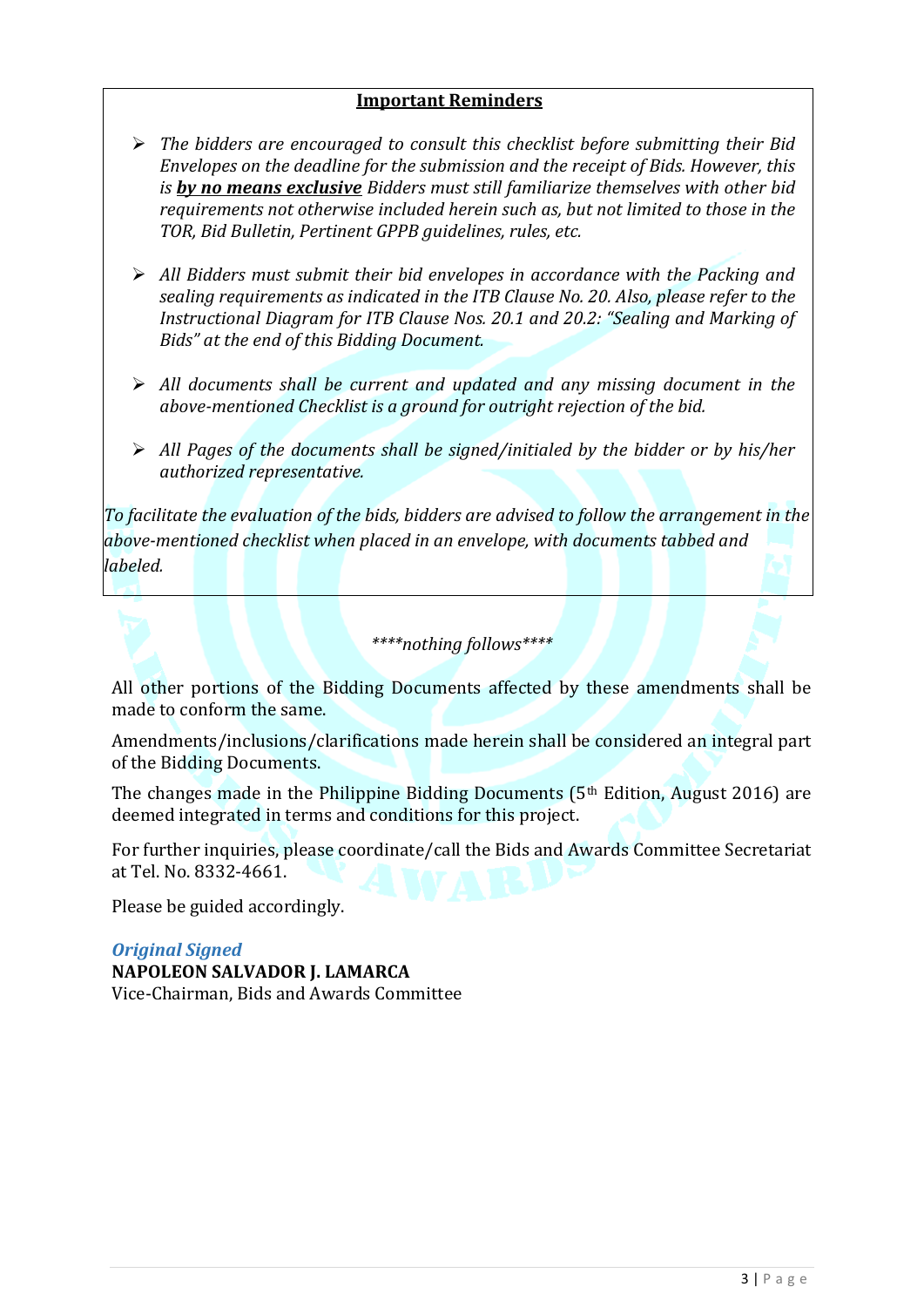## Important Reminders

- *The bidders are encouraged to consult this checklist before submitting their Bid Envelopes on the deadline for the submission and the receipt of Bids. However, this is* ***by no means exclusive*** *Bidders must still familiarize themselves with other bid requirements not otherwise included herein such as, but not limited to those in the TOR, Bid Bulletin, Pertinent GPPB guidelines, rules, etc.*

- *All Bidders must submit their bid envelopes in accordance with the Packing and sealing requirements as indicated in the ITB Clause No. 20. Also, please refer to the Instructional Diagram for ITB Clause Nos. 20.1 and 20.2: "Sealing and Marking of Bids" at the end of this Bidding Document.*

- *All documents shall be current and updated and any missing document in the above-mentioned Checklist is a ground for outright rejection of the bid.*

- *All Pages of the documents shall be signed/initialed by the bidder or by his/her authorized representative.*

*To facilitate the evaluation of the bids, bidders are advised to follow the arrangement in the above-mentioned checklist when placed in an envelope, with documents tabbed and labeled.*

*\*\*\*\*nothing follows\*\*\*\**

All other portions of the Bidding Documents affected by these amendments shall be made to conform the same.

Amendments/inclusions/clarifications made herein shall be considered an integral part of the Bidding Documents.

The changes made in the Philippine Bidding Documents (5th Edition, August 2016) are deemed integrated in terms and conditions for this project.

For further inquiries, please coordinate/call the Bids and Awards Committee Secretariat at Tel. No. 8332-4661.

Please be guided accordingly.

*Original Signed*
**NAPOLEON SALVADOR J. LAMARCA**
Vice-Chairman, Bids and Awards Committee